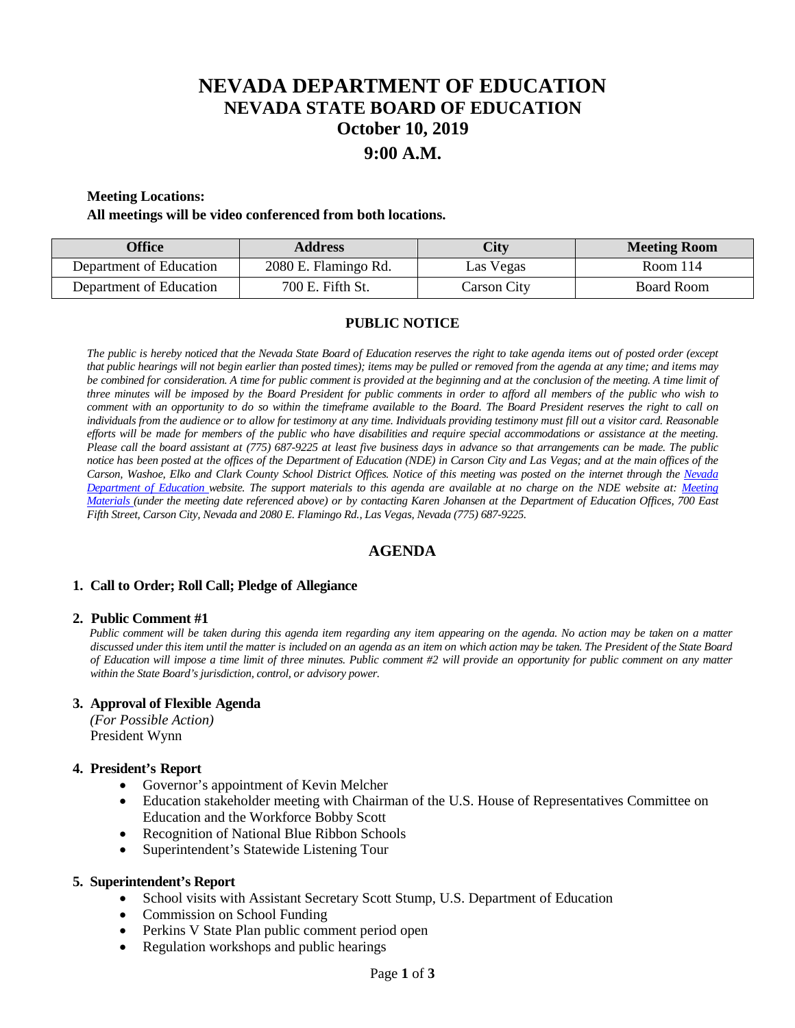# NEVADA DEPARTMENT OF EDUCATION
## NEVADA STATE BOARD OF EDUCATION
## October 10, 2019
## 9:00 A.M.

**Meeting Locations:**
**All meetings will be video conferenced from both locations.**

| Office | Address | City | Meeting Room |
|---|---|---|---|
| Department of Education | 2080 E. Flamingo Rd. | Las Vegas | Room 114 |
| Department of Education | 700 E. Fifth St. | Carson City | Board Room |

### PUBLIC NOTICE

*The public is hereby noticed that the Nevada State Board of Education reserves the right to take agenda items out of posted order (except that public hearings will not begin earlier than posted times); items may be pulled or removed from the agenda at any time; and items may be combined for consideration. A time for public comment is provided at the beginning and at the conclusion of the meeting. A time limit of three minutes will be imposed by the Board President for public comments in order to afford all members of the public who wish to comment with an opportunity to do so within the timeframe available to the Board. The Board President reserves the right to call on individuals from the audience or to allow for testimony at any time. Individuals providing testimony must fill out a visitor card. Reasonable efforts will be made for members of the public who have disabilities and require special accommodations or assistance at the meeting. Please call the board assistant at (775) 687-9225 at least five business days in advance so that arrangements can be made. The public notice has been posted at the offices of the Department of Education (NDE) in Carson City and Las Vegas; and at the main offices of the Carson, Washoe, Elko and Clark County School District Offices. Notice of this meeting was posted on the internet through the Nevada Department of Education website. The support materials to this agenda are available at no charge on the NDE website at: Meeting Materials (under the meeting date referenced above) or by contacting Karen Johansen at the Department of Education Offices, 700 East Fifth Street, Carson City, Nevada and 2080 E. Flamingo Rd., Las Vegas, Nevada (775) 687-9225.*

## AGENDA

**1. Call to Order; Roll Call; Pledge of Allegiance**

**2. Public Comment #1**

*Public comment will be taken during this agenda item regarding any item appearing on the agenda. No action may be taken on a matter discussed under this item until the matter is included on an agenda as an item on which action may be taken. The President of the State Board of Education will impose a time limit of three minutes. Public comment #2 will provide an opportunity for public comment on any matter within the State Board's jurisdiction, control, or advisory power.*

**3. Approval of Flexible Agenda**
*(For Possible Action)*
President Wynn

**4. President's Report**

- Governor's appointment of Kevin Melcher
- Education stakeholder meeting with Chairman of the U.S. House of Representatives Committee on Education and the Workforce Bobby Scott
- Recognition of National Blue Ribbon Schools
- Superintendent's Statewide Listening Tour

**5. Superintendent's Report**

- School visits with Assistant Secretary Scott Stump, U.S. Department of Education
- Commission on School Funding
- Perkins V State Plan public comment period open
- Regulation workshops and public hearings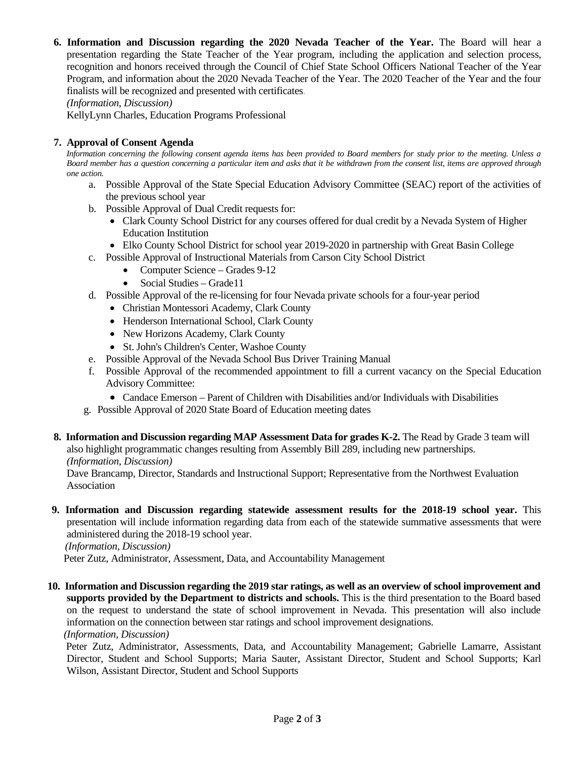6. **Information and Discussion regarding the 2020 Nevada Teacher of the Year.** The Board will hear a presentation regarding the State Teacher of the Year program, including the application and selection process, recognition and honors received through the Council of Chief State School Officers National Teacher of the Year Program, and information about the 2020 Nevada Teacher of the Year. The 2020 Teacher of the Year and the four finalists will be recognized and presented with certificates.
   *(Information, Discussion)*
   KellyLynn Charles, Education Programs Professional

7. **Approval of Consent Agenda**
   *Information concerning the following consent agenda items has been provided to Board members for study prior to the meeting. Unless a Board member has a question concerning a particular item and asks that it be withdrawn from the consent list, items are approved through one action.*
   a. Possible Approval of the State Special Education Advisory Committee (SEAC) report of the activities of the previous school year
   b. Possible Approval of Dual Credit requests for:
      - Clark County School District for any courses offered for dual credit by a Nevada System of Higher Education Institution
      - Elko County School District for school year 2019-2020 in partnership with Great Basin College
   c. Possible Approval of Instructional Materials from Carson City School District
      - Computer Science – Grades 9-12
      - Social Studies – Grade11
   d. Possible Approval of the re-licensing for four Nevada private schools for a four-year period
      - Christian Montessori Academy, Clark County
      - Henderson International School, Clark County
      - New Horizons Academy, Clark County
      - St. John's Children's Center, Washoe County
   e. Possible Approval of the Nevada School Bus Driver Training Manual
   f. Possible Approval of the recommended appointment to fill a current vacancy on the Special Education Advisory Committee:
      - Candace Emerson – Parent of Children with Disabilities and/or Individuals with Disabilities
   g. Possible Approval of 2020 State Board of Education meeting dates

8. **Information and Discussion regarding MAP Assessment Data for grades K-2.** The Read by Grade 3 team will also highlight programmatic changes resulting from Assembly Bill 289, including new partnerships.
   *(Information, Discussion)*
   Dave Brancamp, Director, Standards and Instructional Support; Representative from the Northwest Evaluation Association

9. **Information and Discussion regarding statewide assessment results for the 2018-19 school year.** This presentation will include information regarding data from each of the statewide summative assessments that were administered during the 2018-19 school year.
   *(Information, Discussion)*
   Peter Zutz, Administrator, Assessment, Data, and Accountability Management

10. **Information and Discussion regarding the 2019 star ratings, as well as an overview of school improvement and supports provided by the Department to districts and schools.** This is the third presentation to the Board based on the request to understand the state of school improvement in Nevada. This presentation will also include information on the connection between star ratings and school improvement designations.
    *(Information, Discussion)*
    Peter Zutz, Administrator, Assessments, Data, and Accountability Management; Gabrielle Lamarre, Assistant Director, Student and School Supports; Maria Sauter, Assistant Director, Student and School Supports; Karl Wilson, Assistant Director, Student and School Supports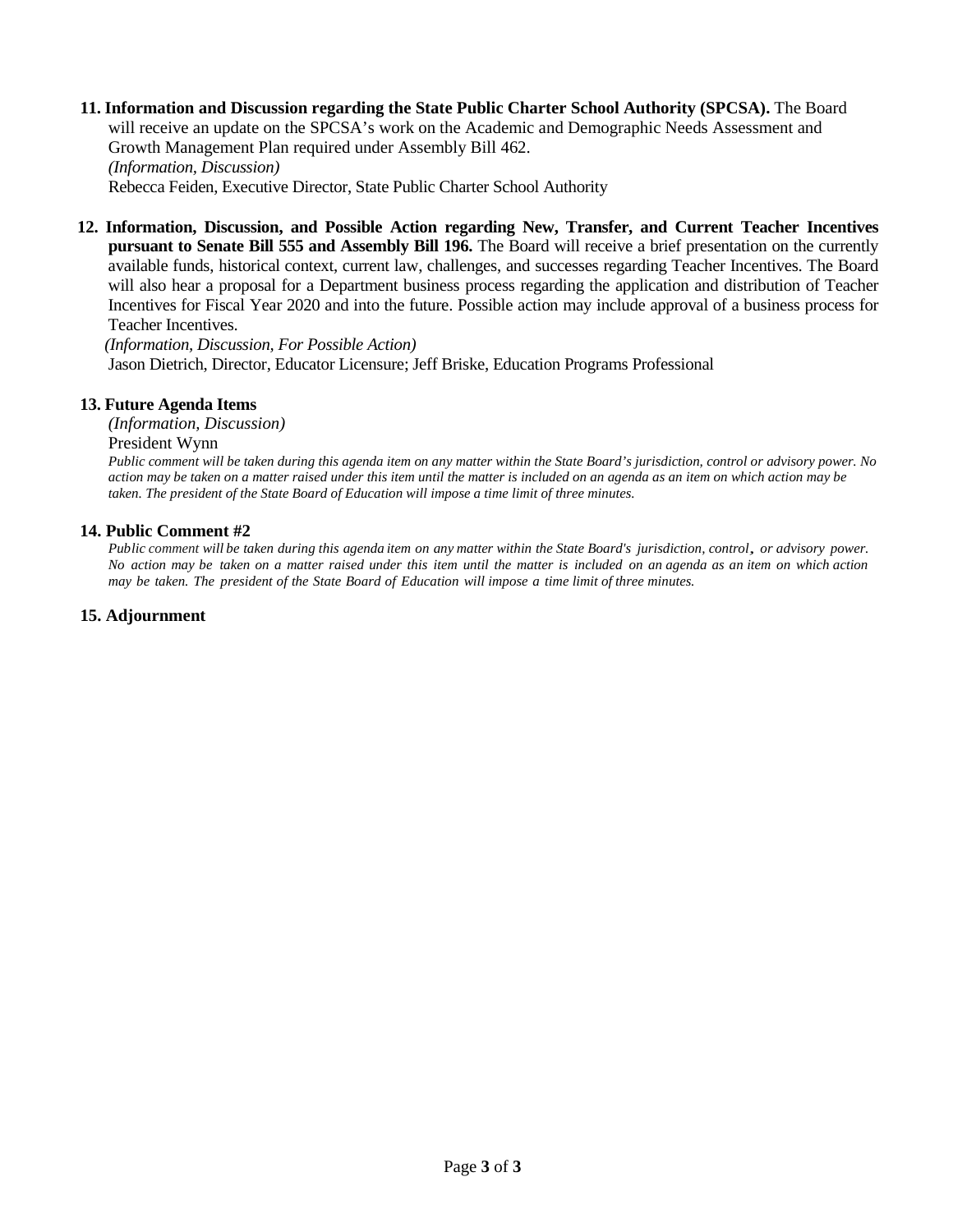**11. Information and Discussion regarding the State Public Charter School Authority (SPCSA).** The Board will receive an update on the SPCSA's work on the Academic and Demographic Needs Assessment and Growth Management Plan required under Assembly Bill 462.
*(Information, Discussion)*
Rebecca Feiden, Executive Director, State Public Charter School Authority

**12. Information, Discussion, and Possible Action regarding New, Transfer, and Current Teacher Incentives pursuant to Senate Bill 555 and Assembly Bill 196.** The Board will receive a brief presentation on the currently available funds, historical context, current law, challenges, and successes regarding Teacher Incentives. The Board will also hear a proposal for a Department business process regarding the application and distribution of Teacher Incentives for Fiscal Year 2020 and into the future. Possible action may include approval of a business process for Teacher Incentives.
*(Information, Discussion, For Possible Action)*
Jason Dietrich, Director, Educator Licensure; Jeff Briske, Education Programs Professional

**13. Future Agenda Items**
*(Information, Discussion)*
President Wynn
*Public comment will be taken during this agenda item on any matter within the State Board's jurisdiction, control or advisory power. No action may be taken on a matter raised under this item until the matter is included on an agenda as an item on which action may be taken. The president of the State Board of Education will impose a time limit of three minutes.*

**14. Public Comment #2**
*Public comment will be taken during this agenda item on any matter within the State Board's jurisdiction, control, or advisory power. No action may be taken on a matter raised under this item until the matter is included on an agenda as an item on which action may be taken. The president of the State Board of Education will impose a time limit of three minutes.*

**15. Adjournment**